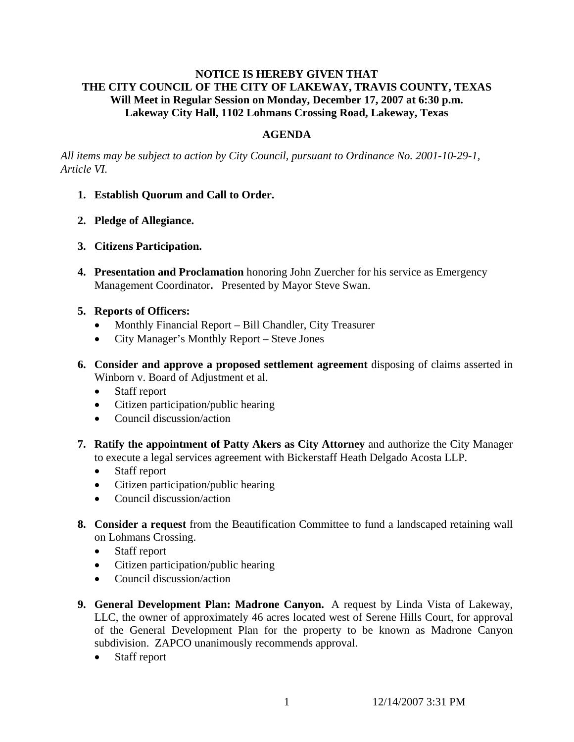**NOTICE IS HEREBY GIVEN THAT**
**THE CITY COUNCIL OF THE CITY OF LAKEWAY, TRAVIS COUNTY, TEXAS**
**Will Meet in Regular Session on Monday, December 17, 2007 at 6:30 p.m.**
**Lakeway City Hall, 1102 Lohmans Crossing Road, Lakeway, Texas**

## AGENDA

*All items may be subject to action by City Council, pursuant to Ordinance No. 2001-10-29-1, Article VI.*

1. **Establish Quorum and Call to Order.**

2. **Pledge of Allegiance.**

3. **Citizens Participation.**

4. **Presentation and Proclamation** honoring John Zuercher for his service as Emergency Management Coordinator**.** Presented by Mayor Steve Swan.

5. **Reports of Officers:**
   - Monthly Financial Report – Bill Chandler, City Treasurer
   - City Manager's Monthly Report – Steve Jones

6. **Consider and approve a proposed settlement agreement** disposing of claims asserted in Winborn v. Board of Adjustment et al.
   - Staff report
   - Citizen participation/public hearing
   - Council discussion/action

7. **Ratify the appointment of Patty Akers as City Attorney** and authorize the City Manager to execute a legal services agreement with Bickerstaff Heath Delgado Acosta LLP.
   - Staff report
   - Citizen participation/public hearing
   - Council discussion/action

8. **Consider a request** from the Beautification Committee to fund a landscaped retaining wall on Lohmans Crossing.
   - Staff report
   - Citizen participation/public hearing
   - Council discussion/action

9. **General Development Plan: Madrone Canyon.** A request by Linda Vista of Lakeway, LLC, the owner of approximately 46 acres located west of Serene Hills Court, for approval of the General Development Plan for the property to be known as Madrone Canyon subdivision. ZAPCO unanimously recommends approval.
   - Staff report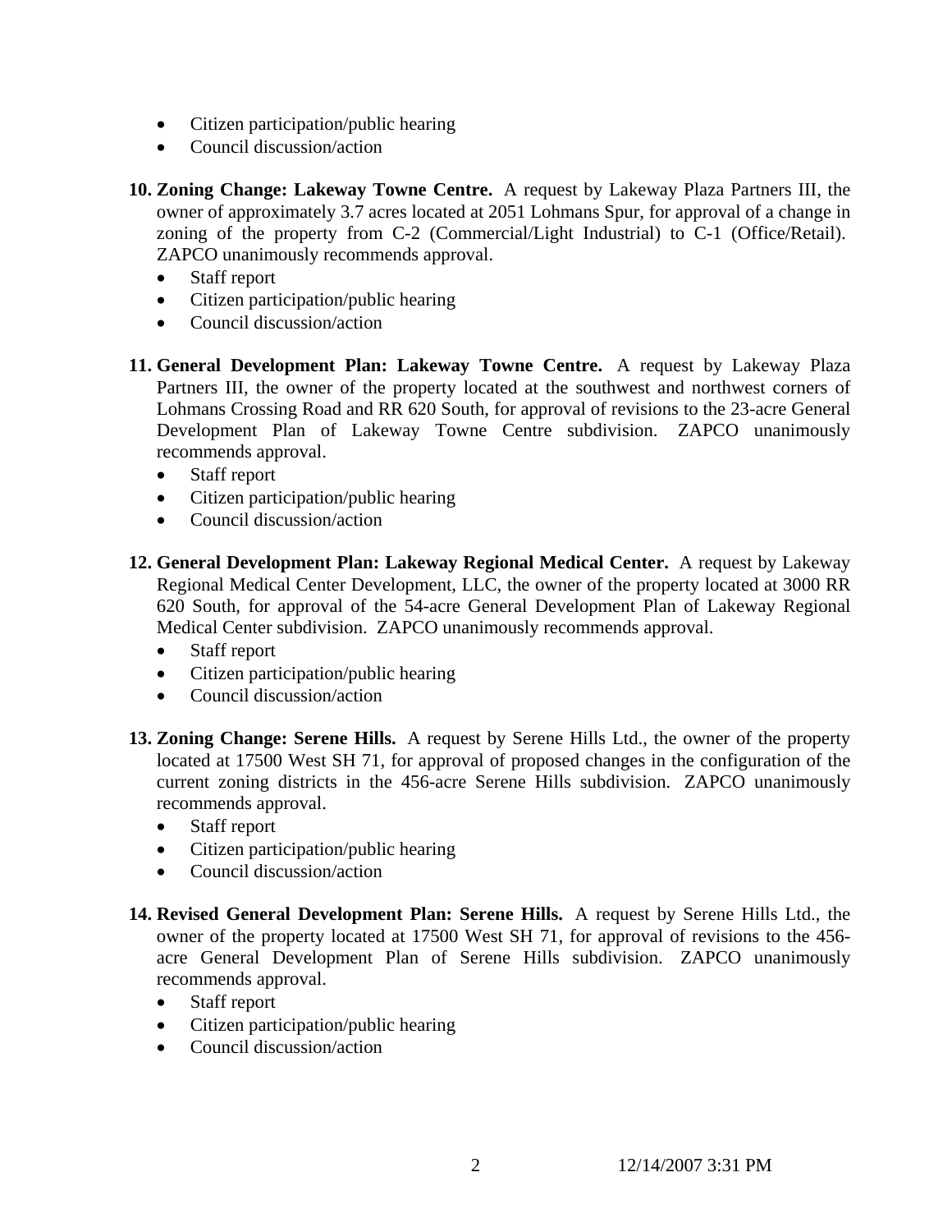- Citizen participation/public hearing
- Council discussion/action

10. **Zoning Change: Lakeway Towne Centre.** A request by Lakeway Plaza Partners III, the owner of approximately 3.7 acres located at 2051 Lohmans Spur, for approval of a change in zoning of the property from C-2 (Commercial/Light Industrial) to C-1 (Office/Retail). ZAPCO unanimously recommends approval.
    - Staff report
    - Citizen participation/public hearing
    - Council discussion/action

11. **General Development Plan: Lakeway Towne Centre.** A request by Lakeway Plaza Partners III, the owner of the property located at the southwest and northwest corners of Lohmans Crossing Road and RR 620 South, for approval of revisions to the 23-acre General Development Plan of Lakeway Towne Centre subdivision. ZAPCO unanimously recommends approval.
    - Staff report
    - Citizen participation/public hearing
    - Council discussion/action

12. **General Development Plan: Lakeway Regional Medical Center.** A request by Lakeway Regional Medical Center Development, LLC, the owner of the property located at 3000 RR 620 South, for approval of the 54-acre General Development Plan of Lakeway Regional Medical Center subdivision. ZAPCO unanimously recommends approval.
    - Staff report
    - Citizen participation/public hearing
    - Council discussion/action

13. **Zoning Change: Serene Hills.** A request by Serene Hills Ltd., the owner of the property located at 17500 West SH 71, for approval of proposed changes in the configuration of the current zoning districts in the 456-acre Serene Hills subdivision. ZAPCO unanimously recommends approval.
    - Staff report
    - Citizen participation/public hearing
    - Council discussion/action

14. **Revised General Development Plan: Serene Hills.** A request by Serene Hills Ltd., the owner of the property located at 17500 West SH 71, for approval of revisions to the 456-acre General Development Plan of Serene Hills subdivision. ZAPCO unanimously recommends approval.
    - Staff report
    - Citizen participation/public hearing
    - Council discussion/action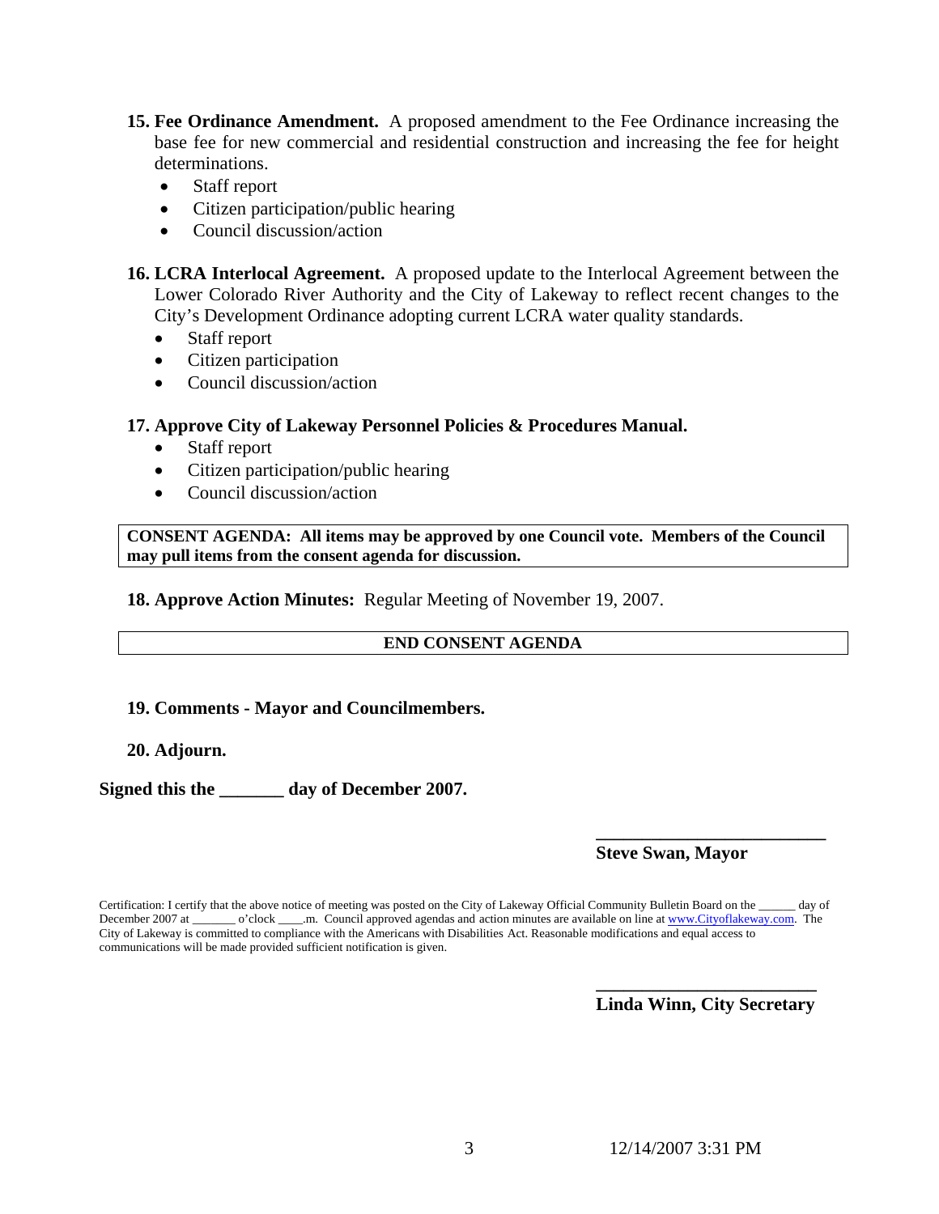**15. Fee Ordinance Amendment.** A proposed amendment to the Fee Ordinance increasing the base fee for new commercial and residential construction and increasing the fee for height determinations.

- Staff report
- Citizen participation/public hearing
- Council discussion/action

**16. LCRA Interlocal Agreement.** A proposed update to the Interlocal Agreement between the Lower Colorado River Authority and the City of Lakeway to reflect recent changes to the City's Development Ordinance adopting current LCRA water quality standards.

- Staff report
- Citizen participation
- Council discussion/action

**17. Approve City of Lakeway Personnel Policies & Procedures Manual.**

- Staff report
- Citizen participation/public hearing
- Council discussion/action

**CONSENT AGENDA: All items may be approved by one Council vote. Members of the Council may pull items from the consent agenda for discussion.**

**18. Approve Action Minutes:** Regular Meeting of November 19, 2007.

**END CONSENT AGENDA**

**19. Comments - Mayor and Councilmembers.**

**20. Adjourn.**

**Signed this the _______ day of December 2007.**

_________________________

**Steve Swan, Mayor**

Certification: I certify that the above notice of meeting was posted on the City of Lakeway Official Community Bulletin Board on the ______ day of December 2007 at _______ o'clock ____.m. Council approved agendas and action minutes are available on line at www.Cityoflakeway.com. The City of Lakeway is committed to compliance with the Americans with Disabilities Act. Reasonable modifications and equal access to communications will be made provided sufficient notification is given.

_________________________

**Linda Winn, City Secretary**

12/14/2007 3:31 PM